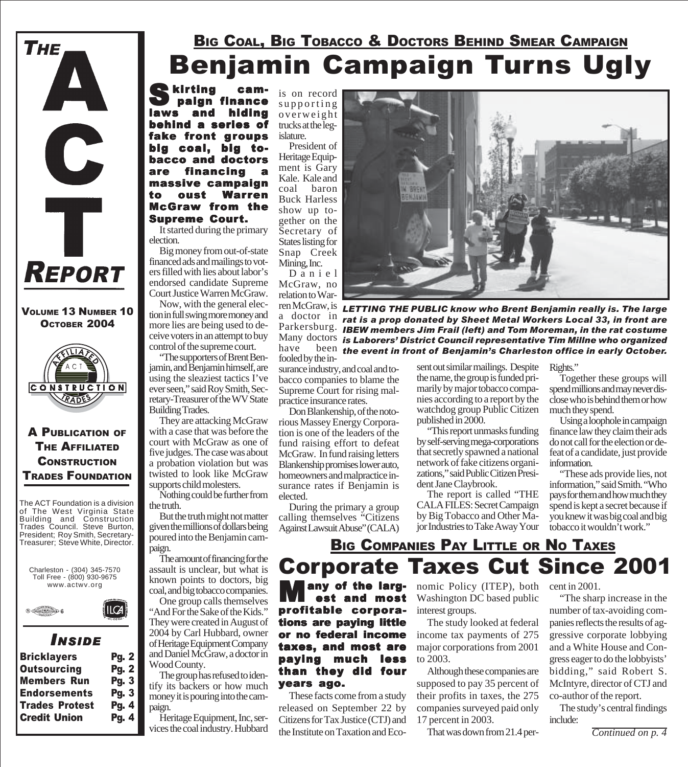# THE ACT REPORT

**VOLUME 13 NUMBER 10**
**OCTOBER 2004**

**A PUBLICATION OF THE AFFILIATED CONSTRUCTION TRADES FOUNDATION**

The ACT Foundation is a division of The West Virginia State Building and Construction Trades Council. Steve Burton, President; Roy Smith, Secretary-Treasurer; Steve White, Director.

Charleston - (304) 345-7570
Toll Free - (800) 930-9675
www.actwv.org

### INSIDE

| | |
|---|---|
| **Bricklayers** | **Pg. 2** |
| **Outsourcing** | **Pg. 2** |
| **Members Run** | **Pg. 3** |
| **Endorsements** | **Pg. 3** |
| **Trades Protest** | **Pg. 4** |
| **Credit Union** | **Pg. 4** |

## BIG COAL, BIG TOBACCO & DOCTORS BEHIND SMEAR CAMPAIGN

# Benjamin Campaign Turns Ugly

**Skirting campaign finance laws and hiding behind a series of fake front groups big coal, big tobacco and doctors are financing a massive campaign to oust Warren McGraw from the Supreme Court.**

It started during the primary election.

Big money from out-of-state financed ads and mailings to voters filled with lies about labor's endorsed candidate Supreme Court Justice Warren McGraw.

Now, with the general election in full swing more money and more lies are being used to deceive voters in an attempt to buy control of the supreme court.

"The supporters of Brent Benjamin, and Benjamin himself, are using the sleaziest tactics I've ever seen," said Roy Smith, Secretary-Treasurer of the WV State Building Trades.

They are attacking McGraw with a case that was before the court with McGraw as one of five judges. The case was about a probation violation but was twisted to look like McGraw supports child molesters.

Nothing could be further from the truth.

But the truth might not matter given the millions of dollars being poured into the Benjamin campaign.

The amount of financing for the assault is unclear, but what is known points to doctors, big coal, and big tobacco companies.

One group calls themselves "And For the Sake of the Kids." They were created in August of 2004 by Carl Hubbard, owner of Heritage Equipment Company and Daniel McGraw, a doctor in Wood County.

The group has refused to identify its backers or how much money it is pouring into the campaign.

Heritage Equipment, Inc, services the coal industry. Hubbard is on record supporting overweight trucks at the legislature.

President of Heritage Equipment is Gary Kale. Kale and coal baron Buck Harless show up together on the Secretary of States listing for Snap Creek Mining, Inc.

Daniel McGraw, no relation to Warren McGraw, is a doctor in Parkersburg. Many doctors have been fooled by the insurance industry, and coal and tobacco companies to blame the Supreme Court for rising malpractice insurance rates.

*LETTING THE PUBLIC know who Brent Benjamin really is. The large rat is a prop donated by Sheet Metal Workers Local 33, in front are IBEW members Jim Frail (left) and Tom Moreman, in the rat costume is Laborers' District Council representative Tim Millne who organized the event in front of Benjamin's Charleston office in early October.*

Don Blankenship, of the notorious Massey Energy Corporation is one of the leaders of the fund raising effort to defeat McGraw. In fund raising letters Blankenship promises lower auto, homeowners and malpractice insurance rates if Benjamin is elected.

During the primary a group calling themselves "Citizens Against Lawsuit Abuse" (CALA) sent out similar mailings. Despite the name, the group is funded primarily by major tobacco companies according to a report by the watchdog group Public Citizen published in 2000.

"This report unmasks funding by self-serving mega-corporations that secretly spawned a national network of fake citizens organizations," said Public Citizen President Jane Claybrook.

The report is called "THE CALA FILES: Secret Campaign by Big Tobacco and Other Major Industries to Take Away Your Rights."

Together these groups will spend millions and may never disclose who is behind them or how much they spend.

Using a loophole in campaign finance law they claim their ads do not call for the election or defeat of a candidate, just provide information.

"These ads provide lies, not information," said Smith. "Who pays for them and how much they spend is kept a secret because if you knew it was big coal and big tobacco it wouldn't work."

## BIG COMPANIES PAY LITTLE OR NO TAXES

# Corporate Taxes Cut Since 2001

**Many of the largest and most profitable corporations are paying little or no federal income taxes, and most are paying much less than they did four years ago.**

These facts come from a study released on September 22 by Citizens for Tax Justice (CTJ) and the Institute on Taxation and Economic Policy (ITEP), both Washington DC based public interest groups.

The study looked at federal income tax payments of 275 major corporations from 2001 to 2003.

Although these companies are supposed to pay 35 percent of their profits in taxes, the 275 companies surveyed paid only 17 percent in 2003.

That was down from 21.4 percent in 2001.

"The sharp increase in the number of tax-avoiding companies reflects the results of aggressive corporate lobbying and a White House and Congress eager to do the lobbyists' bidding," said Robert S. McIntyre, director of CTJ and co-author of the report.

The study's central findings include:

*Continued on p. 4*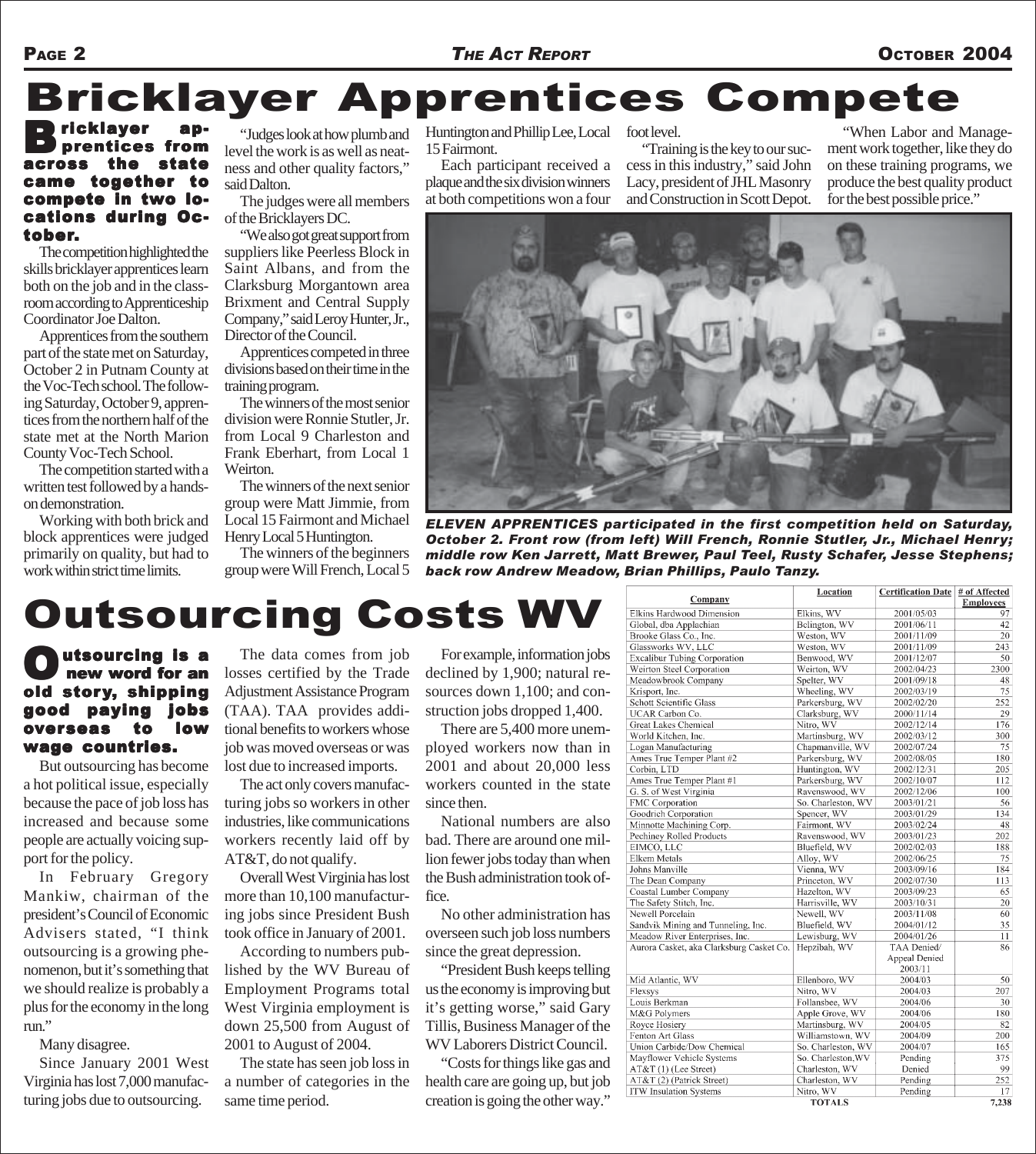# Bricklayer Apprentices Compete

**Bricklayer apprentices from across the state came together to compete in two locations during October.**

The competition highlighted the skills bricklayer apprentices learn both on the job and in the classroom according to Apprenticeship Coordinator Joe Dalton.

Apprentices from the southern part of the state met on Saturday, October 2 in Putnam County at the Voc-Tech school. The following Saturday, October 9, apprentices from the northern half of the state met at the North Marion County Voc-Tech School.

The competition started with a written test followed by a hands-on demonstration.

Working with both brick and block apprentices were judged primarily on quality, but had to work within strict time limits.

"Judges look at how plumb and level the work is as well as neatness and other quality factors," said Dalton.

The judges were all members of the Bricklayers DC.

"We also got great support from suppliers like Peerless Block in Saint Albans, and from the Clarksburg Morgantown area Brixment and Central Supply Company," said Leroy Hunter, Jr., Director of the Council.

Apprentices competed in three divisions based on their time in the training program.

The winners of the most senior division were Ronnie Stutler, Jr. from Local 9 Charleston and Frank Eberhart, from Local 1 Weirton.

The winners of the next senior group were Matt Jimmie, from Local 15 Fairmont and Michael Henry Local 5 Huntington.

The winners of the beginners group were Will French, Local 5 Huntington and Phillip Lee, Local 15 Fairmont.

Each participant received a plaque and the six division winners at both competitions won a four foot level.

"Training is the key to our success in this industry," said John Lacy, president of JHL Masonry and Construction in Scott Depot.

"When Labor and Management work together, like they do on these training programs, we produce the best quality product for the best possible price."

***ELEVEN APPRENTICES participated in the first competition held on Saturday, October 2. Front row (from left) Will French, Ronnie Stutler, Jr., Michael Henry; middle row Ken Jarrett, Matt Brewer, Paul Teel, Rusty Schafer, Jesse Stephens; back row Andrew Meadow, Brian Phillips, Paulo Tanzy.***

# Outsourcing Costs WV

**Outsourcing is a new word for an old story, shipping good paying jobs overseas to low wage countries.**

But outsourcing has become a hot political issue, especially because the pace of job loss has increased and because some people are actually voicing support for the policy.

In February Gregory Mankiw, chairman of the president's Council of Economic Advisers stated, "I think outsourcing is a growing phenomenon, but it's something that we should realize is probably a plus for the economy in the long run."

Many disagree.

Since January 2001 West Virginia has lost 7,000 manufacturing jobs due to outsourcing.

The data comes from job losses certified by the Trade Adjustment Assistance Program (TAA). TAA provides additional benefits to workers whose job was moved overseas or was lost due to increased imports.

The act only covers manufacturing jobs so workers in other industries, like communications workers recently laid off by AT&T, do not qualify.

Overall West Virginia has lost more than 10,100 manufacturing jobs since President Bush took office in January of 2001.

According to numbers published by the WV Bureau of Employment Programs total West Virginia employment is down 25,500 from August of 2001 to August of 2004.

The state has seen job loss in a number of categories in the same time period.

For example, information jobs declined by 1,900; natural resources down 1,100; and construction jobs dropped 1,400.

There are 5,400 more unemployed workers now than in 2001 and about 20,000 less workers counted in the state since then.

National numbers are also bad. There are around one million fewer jobs today than when the Bush administration took office.

No other administration has overseen such job loss numbers since the great depression.

"President Bush keeps telling us the economy is improving but it's getting worse," said Gary Tillis, Business Manager of the WV Laborers District Council.

"Costs for things like gas and health care are going up, but job creation is going the other way."

| Company | Location | Certification Date | # of Affected Employees |
|---|---|---|---|
| Elkins Hardwood Dimension | Elkins, WV | 2001/05/03 | 97 |
| Global, dba Applachian | Belington, WV | 2001/06/11 | 42 |
| Brooke Glass Co., Inc. | Weston, WV | 2001/11/09 | 20 |
| Glassworks WV, LLC | Weston, WV | 2001/11/09 | 243 |
| Excalibur Tubing Corporation | Benwood, WV | 2001/12/07 | 50 |
| Weirton Steel Corporation | Weirton, WV | 2002/04/23 | 2300 |
| Meadowbrook Company | Spelter, WV | 2001/09/18 | 48 |
| Krisport, Inc. | Wheeling, WV | 2002/03/19 | 75 |
| Schott Scientific Glass | Parkersburg, WV | 2002/02/20 | 252 |
| UCAR Carbon Co. | Clarksburg, WV | 2000/11/14 | 29 |
| Great Lakes Chemical | Nitro, WV | 2002/12/14 | 176 |
| World Kitchen, Inc. | Martinsburg, WV | 2002/03/12 | 300 |
| Logan Manufacturing | Chapmanville, WV | 2002/07/24 | 75 |
| Ames True Temper Plant #2 | Parkersburg, WV | 2002/08/05 | 180 |
| Corbin, LTD | Huntington, WV | 2002/12/31 | 205 |
| Ames True Temper Plant #1 | Parkersburg, WV | 2002/10/07 | 112 |
| G. S. of West Virginia | Ravenswood, WV | 2002/12/06 | 100 |
| FMC Corporation | So. Charleston, WV | 2003/01/21 | 56 |
| Goodrich Corporation | Spencer, WV | 2003/01/29 | 134 |
| Minnotte Machining Corp. | Fairmont, WV | 2003/02/24 | 48 |
| Pechiney Rolled Products | Ravenswood, WV | 2003/01/23 | 202 |
| EIMCO, LLC | Bluefield, WV | 2002/02/03 | 188 |
| Elkem Metals | Alloy, WV | 2002/06/25 | 75 |
| Johns Manville | Vienna, WV | 2003/09/16 | 184 |
| The Dean Company | Princeton, WV | 2002/07/30 | 113 |
| Coastal Lumber Company | Hazelton, WV | 2003/09/23 | 65 |
| The Safety Stitch, Inc. | Harrisville, WV | 2003/10/31 | 20 |
| Newell Porcelain | Newell, WV | 2003/11/08 | 60 |
| Sandvik Mining and Tunneling, Inc. | Bluefield, WV | 2004/01/12 | 35 |
| Meadow River Enterprises, Inc. | Lewisburg, WV | 2004/01/26 | 11 |
| Aurora Casket, aka Clarksburg Casket Co. | Hepzibah, WV | TAA Denied/ Appeal Denied 2003/11 | 86 |
| Mid Atlantic, WV | Ellenboro, WV | 2004/03 | 50 |
| Flexsys | Nitro, WV | 2004/03 | 207 |
| Louis Berkman | Follansbee, WV | 2004/06 | 30 |
| M&G Polymers | Apple Grove, WV | 2004/06 | 180 |
| Royce Hosiery | Martinsburg, WV | 2004/05 | 82 |
| Fenton Art Glass | Williamstown, WV | 2004/09 | 200 |
| Union Carbide/Dow Chemical | So. Charleston, WV | 2004/07 | 165 |
| Mayflower Vehicle Systems | So. Charleston, WV | Pending | 375 |
| AT&T (1) (Lee Street) | Charleston, WV | Denied | 99 |
| AT&T (2) (Patrick Street) | Charleston, WV | Pending | 252 |
| ITW Insulation Systems | Nitro, WV | Pending | 17 |
| | TOTALS | | 7,238 |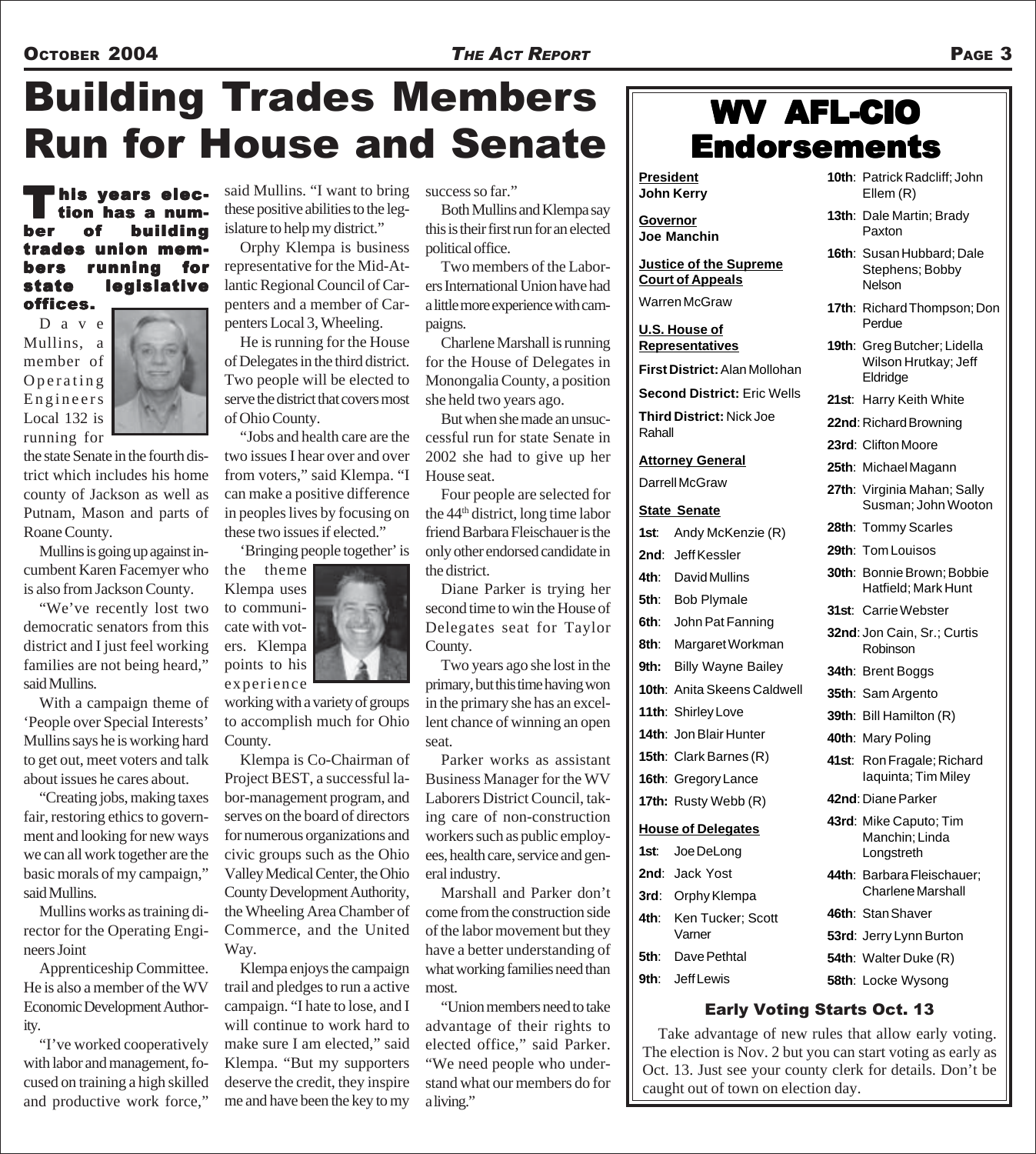# Building Trades Members Run for House and Senate

**This years election has a number of building trades union members running for state legislative offices.**

Dave Mullins, a member of Operating Engineers Local 132 is running for the state Senate in the fourth district which includes his home county of Jackson as well as Putnam, Mason and parts of Roane County.

Mullins is going up against incumbent Karen Facemyer who is also from Jackson County.

"We've recently lost two democratic senators from this district and I just feel working families are not being heard," said Mullins.

With a campaign theme of 'People over Special Interests' Mullins says he is working hard to get out, meet voters and talk about issues he cares about.

"Creating jobs, making taxes fair, restoring ethics to government and looking for new ways we can all work together are the basic morals of my campaign," said Mullins.

Mullins works as training director for the Operating Engineers Joint Apprenticeship Committee. He is also a member of the WV Economic Development Authority.

"I've worked cooperatively with labor and management, focused on training a high skilled and productive work force," said Mullins. "I want to bring these positive abilities to the legislature to help my district."

Orphy Klempa is business representative for the Mid-Atlantic Regional Council of Carpenters and a member of Carpenters Local 3, Wheeling.

He is running for the House of Delegates in the third district. Two people will be elected to serve the district that covers most of Ohio County.

"Jobs and health care are the two issues I hear over and over from voters," said Klempa. "I can make a positive difference in peoples lives by focusing on these two issues if elected."

'Bringing people together' is the theme Klempa uses to communicate with voters. Klempa points to his experience working with a variety of groups to accomplish much for Ohio County.

Klempa is Co-Chairman of Project BEST, a successful labor-management program, and serves on the board of directors for numerous organizations and civic groups such as the Ohio Valley Medical Center, the Ohio County Development Authority, the Wheeling Area Chamber of Commerce, and the United Way.

Klempa enjoys the campaign trail and pledges to run a active campaign. "I hate to lose, and I will continue to work hard to make sure I am elected," said Klempa. "But my supporters deserve the credit, they inspire me and have been the key to my success so far."

Both Mullins and Klempa say this is their first run for an elected political office.

Two members of the Laborers International Union have had a little more experience with campaigns.

Charlene Marshall is running for the House of Delegates in Monongalia County, a position she held two years ago.

But when she made an unsuccessful run for state Senate in 2002 she had to give up her House seat.

Four people are selected for the 44th district, long time labor friend Barbara Fleischauer is the only other endorsed candidate in the district.

Diane Parker is trying her second time to win the House of Delegates seat for Taylor County.

Two years ago she lost in the primary, but this time having won in the primary she has an excellent chance of winning an open seat.

Parker works as assistant Business Manager for the WV Laborers District Council, taking care of non-construction workers such as public employees, health care, service and general industry.

Marshall and Parker don't come from the construction side of the labor movement but they have a better understanding of what working families need than most.

"Union members need to take advantage of their rights to elected office," said Parker. "We need people who understand what our members do for a living."

# WV AFL-CIO Endorsements

**President**
**John Kerry**

**Governor**
**Joe Manchin**

**Justice of the Supreme Court of Appeals**
Warren McGraw

**U.S. House of Representatives**
**First District:** Alan Mollohan
**Second District:** Eric Wells
**Third District:** Nick Joe Rahall

**Attorney General**
Darrell McGraw

**State Senate**
- **1st**: Andy McKenzie (R)
- **2nd**: Jeff Kessler
- **4th**: David Mullins
- **5th**: Bob Plymale
- **6th**: John Pat Fanning
- **8th**: Margaret Workman
- **9th:** Billy Wayne Bailey
- **10th**: Anita Skeens Caldwell
- **11th**: Shirley Love
- **14th**: Jon Blair Hunter
- **15th**: Clark Barnes (R)
- **16th**: Gregory Lance
- **17th:** Rusty Webb (R)

**House of Delegates**
- **1st**: Joe DeLong
- **2nd**: Jack Yost
- **3rd**: Orphy Klempa
- **4th**: Ken Tucker; Scott Varner
- **5th**: Dave Pethtal
- **9th**: Jeff Lewis
- **10th**: Patrick Radcliff; John Ellem (R)
- **13th**: Dale Martin; Brady Paxton
- **16th**: Susan Hubbard; Dale Stephens; Bobby Nelson
- **17th**: Richard Thompson; Don Perdue
- **19th**: Greg Butcher; Lidella Wilson Hrutkay; Jeff Eldridge
- **21st**: Harry Keith White
- **22nd**: Richard Browning
- **23rd**: Clifton Moore
- **25th**: Michael Magann
- **27th**: Virginia Mahan; Sally Susman; John Wooton
- **28th**: Tommy Scarles
- **29th**: Tom Louisos
- **30th**: Bonnie Brown; Bobbie Hatfield; Mark Hunt
- **31st**: Carrie Webster
- **32nd**: Jon Cain, Sr.; Curtis Robinson
- **34th**: Brent Boggs
- **35th**: Sam Argento
- **39th**: Bill Hamilton (R)
- **40th**: Mary Poling
- **41st**: Ron Fragale; Richard Iaquinta; Tim Miley
- **42nd**: Diane Parker
- **43rd**: Mike Caputo; Tim Manchin; Linda Longstreth
- **44th**: Barbara Fleischauer; Charlene Marshall
- **46th**: Stan Shaver
- **53rd**: Jerry Lynn Burton
- **54th**: Walter Duke (R)
- **58th**: Locke Wysong

### Early Voting Starts Oct. 13

Take advantage of new rules that allow early voting. The election is Nov. 2 but you can start voting as early as Oct. 13. Just see your county clerk for details. Don't be caught out of town on election day.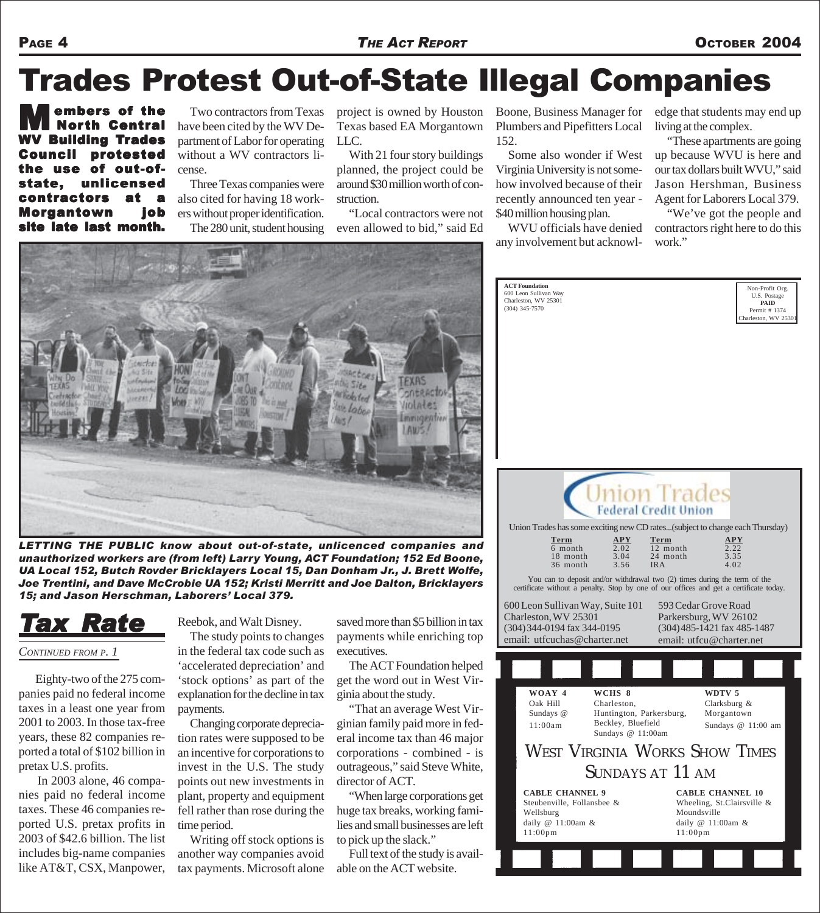# Trades Protest Out-of-State Illegal Companies

**Members of the North Central WV Building Trades Council protested the use of out-of-state, unlicensed contractors at a Morgantown job site late last month.**

Two contractors from Texas have been cited by the WV Department of Labor for operating without a WV contractors license.

Three Texas companies were also cited for having 18 workers without proper identification.

The 280 unit, student housing project is owned by Houston Texas based EA Morgantown LLC.

With 21 four story buildings planned, the project could be around $30 million worth of construction.

"Local contractors were not even allowed to bid," said Ed Boone, Business Manager for Plumbers and Pipefitters Local 152.

Some also wonder if West Virginia University is not somehow involved because of their recently announced ten year - $40 million housing plan.

WVU officials have denied any involvement but acknowledge that students may end up living at the complex.

"These apartments are going up because WVU is here and our tax dollars built WVU," said Jason Hershman, Business Agent for Laborers Local 379.

"We've got the people and contractors right here to do this work."

*LETTING THE PUBLIC know about out-of-state, unlicenced companies and unauthorized workers are (from left) Larry Young, ACT Foundation; 152 Ed Boone, UA Local 152, Butch Rovder Bricklayers Local 15, Dan Donham Jr., J. Brett Wolfe, Joe Trentini, and Dave McCrobie UA 152; Kristi Merritt and Joe Dalton, Bricklayers 15; and Jason Herschman, Laborers' Local 379.*

## Tax Rate

*CONTINUED FROM P. 1*

Eighty-two of the 275 companies paid no federal income taxes in a least one year from 2001 to 2003. In those tax-free years, these 82 companies reported a total of $102 billion in pretax U.S. profits.

In 2003 alone, 46 companies paid no federal income taxes. These 46 companies reported U.S. pretax profits in 2003 of $42.6 billion. The list includes big-name companies like AT&T, CSX, Manpower, Reebok, and Walt Disney.

The study points to changes in the federal tax code such as 'accelerated depreciation' and 'stock options' as part of the explanation for the decline in tax payments.

Changing corporate depreciation rates were supposed to be an incentive for corporations to invest in the U.S. The study points out new investments in plant, property and equipment fell rather than rose during the time period.

Writing off stock options is another way companies avoid tax payments. Microsoft alone saved more than $5 billion in tax payments while enriching top executives.

The ACT Foundation helped get the word out in West Virginia about the study.

"That an average West Virginian family paid more in federal income tax than 46 major corporations - combined - is outrageous," said Steve White, director of ACT.

"When large corporations get huge tax breaks, working families and small businesses are left to pick up the slack."

Full text of the study is available on the ACT website.

---

**ACT Foundation**
600 Leon Sullivan Way
Charleston, WV 25301
(304) 345-7570

Non-Profit Org.
U.S. Postage
**PAID**
Permit # 1374
Charleston, WV 25301

---

**Union Trades Federal Credit Union**

Union Trades has some exciting new CD rates...(subject to change each Thursday)

| Term | APY | Term | APY |
|---|---|---|---|
| 6 month | 2.02 | 12 month | 2.22 |
| 18 month | 3.04 | 24 month | 3.35 |
| 36 month | 3.56 | IRA | 4.02 |

You can to deposit and/or withdrawal two (2) times during the term of the certificate without a penalty. Stop by one of our offices and get a certificate today.

600 Leon Sullivan Way, Suite 101
Charleston, WV 25301
(304) 344-0194 fax 344-0195
email: utfcuchas@charter.net

593 Cedar Grove Road
Parkersburg, WV 26102
(304) 485-1421 fax 485-1487
email: utfcu@charter.net

---

**WOAY 4**
Oak Hill
Sundays @ 11:00am

**WCHS 8**
Charleston, Huntington, Parkersburg, Beckley, Bluefield
Sundays @ 11:00am

**WDTV 5**
Clarksburg & Morgantown
Sundays @ 11:00 am

## West Virginia Works Show Times
## Sundays at 11 AM

**CABLE CHANNEL 9**
Steubenville, Follansbee & Wellsburg
daily @ 11:00am & 11:00pm

**CABLE CHANNEL 10**
Wheeling, St.Clairsville & Moundsville
daily @ 11:00am & 11:00pm